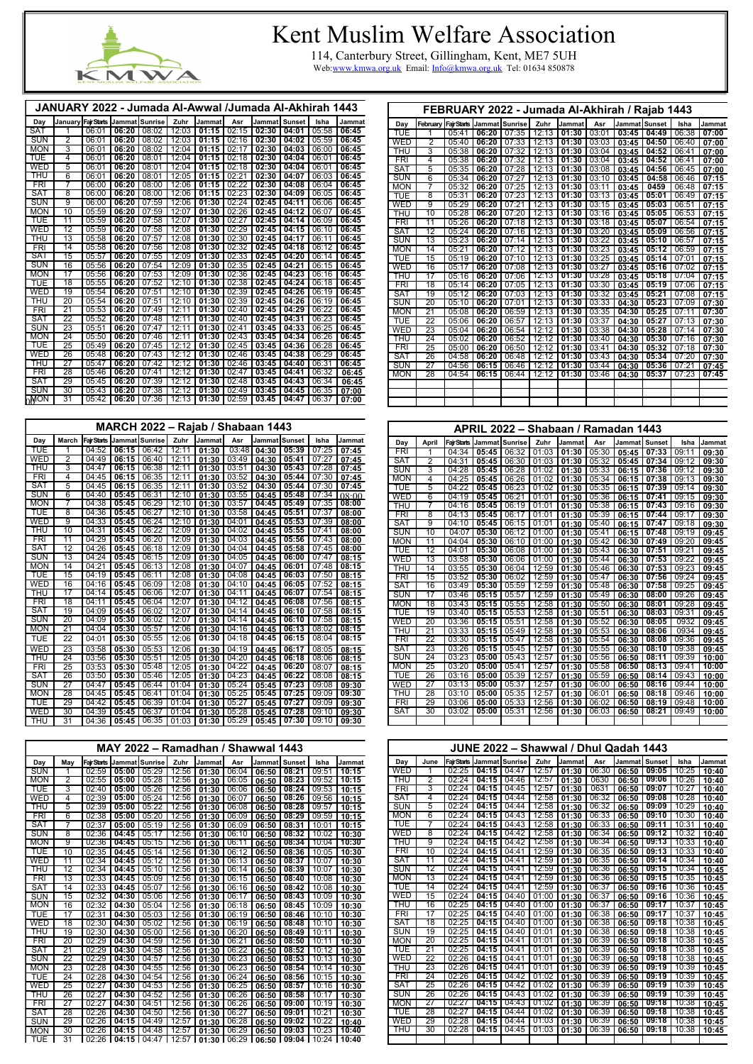# Kent Muslim Welfare Association

114, Canterbury Street, Gillingham, Kent, ME7 5UH

Web:www.kmwa.org.uk Email: Info@kmwa.org.uk Tel: 01634 850878

## JANUARY 2022 - Jumada Al-Awwal /Jumada Al-Akhirah 1443

| Day | January | Fajr Starts | Jammat | Sunrise | Zuhr | Jammat | Asr | Jammat | Sunset | Isha | Jammat |
|---|---|---|---|---|---|---|---|---|---|---|---|
| SAT | 1 | 06:01 | 06:20 | 08:02 | 12:03 | 01:15 | 02:15 | 02:30 | 04:01 | 05:58 | 06:45 |
| SUN | 2 | 06:01 | 06:20 | 08:02 | 12:03 | 01:15 | 02:16 | 02:30 | 04:02 | 05:59 | 06:45 |
| MON | 3 | 06:01 | 06:20 | 08:02 | 12:04 | 01:15 | 02:17 | 02:30 | 04:03 | 06:00 | 06:45 |
| TUE | 4 | 06:01 | 06:20 | 08:01 | 12:04 | 01:15 | 02:18 | 02:30 | 04:04 | 06:01 | 06:45 |
| WED | 5 | 06:01 | 06:20 | 08:01 | 12:04 | 01:15 | 02:18 | 02:30 | 04:04 | 06:01 | 06:45 |
| THU | 6 | 06:01 | 06:20 | 08:01 | 12:05 | 01:15 | 02:21 | 02:30 | 04:07 | 06:03 | 06:45 |
| FRI | 7 | 06:00 | 06:20 | 08:00 | 12:06 | 01:15 | 02:22 | 02:30 | 04:08 | 06:04 | 06:45 |
| SAT | 8 | 06:00 | 06:20 | 08:00 | 12:06 | 01:15 | 02:23 | 02:30 | 04:09 | 06:05 | 06:45 |
| SUN | 9 | 06:00 | 06:20 | 07:59 | 12:06 | 01:30 | 02:24 | 02:45 | 04:11 | 06:06 | 06:45 |
| MON | 10 | 05:59 | 06:20 | 07:59 | 12:07 | 01:30 | 02:26 | 02:45 | 04:12 | 06:07 | 06:45 |
| TUE | 11 | 05:59 | 06:20 | 07:58 | 12:07 | 01:30 | 02:27 | 02:45 | 04:14 | 06:09 | 06:45 |
| WED | 12 | 05:59 | 06:20 | 07:58 | 12:08 | 01:30 | 02:29 | 02:45 | 04:15 | 06:10 | 06:45 |
| THU | 13 | 05:58 | 06:20 | 07:57 | 12:08 | 01:30 | 02:30 | 02:45 | 04:17 | 06:11 | 06:45 |
| FRI | 14 | 05:58 | 06:20 | 07:56 | 12:08 | 01:30 | 02:32 | 02:45 | 04:18 | 06:12 | 06:45 |
| SAT | 15 | 05:57 | 06:20 | 07:55 | 12:09 | 01:30 | 02:33 | 02:45 | 04:20 | 06:14 | 06:45 |
| SUN | 16 | 05:56 | 06:20 | 07:54 | 12:09 | 01:30 | 02:35 | 02:45 | 04:21 | 06:15 | 06:45 |
| MON | 17 | 05:56 | 06:20 | 07:53 | 12:09 | 01:30 | 02:36 | 02:45 | 04:23 | 06:16 | 06:45 |
| TUE | 18 | 05:55 | 06:20 | 07:52 | 12:10 | 01:30 | 02:38 | 02:45 | 04:24 | 06:18 | 06:45 |
| WED | 19 | 05:54 | 06:20 | 07:51 | 12:10 | 01:30 | 02:39 | 02:45 | 04:26 | 06:19 | 06:45 |
| THU | 20 | 05:54 | 06:20 | 07:51 | 12:10 | 01:30 | 02:39 | 02:45 | 04:26 | 06:19 | 06:45 |
| FRI | 21 | 05:53 | 06:20 | 07:49 | 12:11 | 01:30 | 02:40 | 02:45 | 04:29 | 06:22 | 06:45 |
| SAT | 22 | 05:52 | 06:20 | 07:48 | 12:11 | 01:30 | 02:40 | 02:45 | 04:31 | 06:23 | 06:45 |
| SUN | 23 | 05:51 | 06:20 | 07:47 | 12:11 | 01:30 | 02:41 | 03:45 | 04:33 | 06:25 | 06:45 |
| MON | 24 | 05:50 | 06:20 | 07:46 | 12:11 | 01:30 | 02:43 | 03:45 | 04:34 | 06:26 | 06:45 |
| TUE | 25 | 05:49 | 06:20 | 07:45 | 12:12 | 01:30 | 02:45 | 03:45 | 04:36 | 06:28 | 06:45 |
| WED | 26 | 05:48 | 06:20 | 07:43 | 12:12 | 01:30 | 02:46 | 03:45 | 04:38 | 06:29 | 06:45 |
| THU | 27 | 05:47 | 06:20 | 07:42 | 12:12 | 01:30 | 02:46 | 03:45 | 04:40 | 06:31 | 06:45 |
| FRI | 28 | 05:46 | 06:20 | 07:41 | 12:12 | 01:30 | 02:47 | 03:45 | 04:41 | 06:32 | 06:45 |
| SAT | 29 | 05:45 | 06:20 | 07:39 | 12:12 | 01:30 | 02:48 | 03:45 | 04:43 | 06:34 | 06:45 |
| SUN | 30 | 05:43 | 06:20 | 07:38 | 12:12 | 01:30 | 02:49 | 03:45 | 04:45 | 06:35 | 07:00 |
| MON | 31 | 05:42 | 06:20 | 07:36 | 12:13 | 01:30 | 02:59 | 03.45 | 04:47 | 06:37 | 07:00 |

## FEBRUARY 2022 - Jumada Al-Akhirah / Rajab 1443

| Day | February | Fajr Starts | Jammat | Sunrise | Zuhr | Jammat | Asr | Jammat | Sunset | Isha | Jammat |
|---|---|---|---|---|---|---|---|---|---|---|---|
| TUE | 1 | 05:41 | 06:20 | 07:35 | 12:13 | 01:30 | 03:01 | 03:45 | 04:49 | 06:38 | 07:00 |
| WED | 2 | 05:40 | 06:20 | 07:33 | 12:13 | 01:30 | 03:03 | 03:45 | 04:50 | 06:40 | 07:00 |
| THU | 3 | 05:38 | 06:20 | 07:32 | 12:13 | 01:30 | 03:04 | 03:45 | 04:52 | 06:41 | 07:00 |
| FRI | 4 | 05:38 | 06:20 | 07:32 | 12:13 | 01:30 | 03:04 | 03:45 | 04:52 | 06:41 | 07:00 |
| SAT | 5 | 05:35 | 06:20 | 07:28 | 12:13 | 01:30 | 03:08 | 03:45 | 04:56 | 06:45 | 07:00 |
| SUN | 6 | 05:34 | 06:20 | 07:27 | 12:13 | 01:30 | 03:10 | 03:45 | 04:58 | 06:46 | 07:15 |
| MON | 7 | 05:32 | 06:20 | 07:25 | 12:13 | 01:30 | 03:11 | 03:45 | 0459 | 06:48 | 07:15 |
| TUE | 8 | 05:31 | 06:20 | 07:23 | 12:13 | 01:30 | 03:13 | 03:45 | 05:01 | 06:49 | 07:15 |
| WED | 9 | 05:29 | 06:20 | 07:21 | 12:13 | 01:30 | 03:15 | 03:45 | 05:03 | 06:51 | 07:15 |
| THU | 10 | 05:28 | 06:20 | 07:20 | 12:13 | 01:30 | 03:16 | 03:45 | 05:05 | 06:53 | 07:15 |
| FRI | 11 | 05:26 | 06:20 | 07:18 | 12:13 | 01:30 | 03:18 | 03:45 | 05:07 | 06:54 | 07:15 |
| SAT | 12 | 05:24 | 06:20 | 07:16 | 12:13 | 01:30 | 03:20 | 03:45 | 05:09 | 06:56 | 07:15 |
| SUN | 13 | 05:23 | 06:20 | 07:14 | 12:13 | 01:30 | 03:22 | 03:45 | 05:10 | 06:57 | 07:15 |
| MON | 14 | 05:21 | 06:20 | 07:12 | 12:13 | 01:30 | 03:23 | 03:45 | 05:12 | 06:59 | 07:15 |
| TUE | 15 | 05:19 | 06:20 | 07:10 | 12:13 | 01:30 | 03:25 | 03:45 | 05:14 | 07:01 | 07:15 |
| WED | 16 | 05:17 | 06:20 | 07:08 | 12:13 | 01:30 | 03:27 | 03:45 | 05:16 | 07:02 | 07:15 |
| THU | 17 | 05:16 | 06:20 | 07:06 | 12:13 | 01:30 | 03:28 | 03:45 | 05:18 | 07:04 | 07:15 |
| FRI | 18 | 05:14 | 06:20 | 07:05 | 12:13 | 01:30 | 03:30 | 03:45 | 05:19 | 07:06 | 07:15 |
| SAT | 19 | 05:12 | 06:20 | 07:03 | 12:13 | 01:30 | 03:32 | 03:45 | 05:21 | 07:08 | 07:15 |
| SUN | 20 | 05:10 | 06:20 | 07:01 | 12:13 | 01:30 | 03:33 | 04:30 | 05:23 | 07:09 | 07:30 |
| MON | 21 | 05:08 | 06:20 | 06:59 | 12:13 | 01:30 | 03:35 | 04:30 | 05:25 | 07:11 | 07:30 |
| TUE | 22 | 05:06 | 06:20 | 06:57 | 12:13 | 01:30 | 03:37 | 04:30 | 05:27 | 07:13 | 07:30 |
| WED | 23 | 05:04 | 06:20 | 06:54 | 12:12 | 01:30 | 03:38 | 04:30 | 05:28 | 07:14 | 07:30 |
| THU | 24 | 05:02 | 06:20 | 06:52 | 12:12 | 01:30 | 03:40 | 04:30 | 05:30 | 07:16 | 07:30 |
| FRI | 25 | 05:00 | 06:20 | 06:50 | 12:12 | 01:30 | 03:41 | 04:30 | 05:32 | 07:18 | 07:30 |
| SAT | 26 | 04:58 | 06:20 | 06:48 | 12:12 | 01:30 | 03:43 | 04:30 | 05:34 | 07:20 | 07:30 |
| SUN | 27 | 04:56 | 06:15 | 06:46 | 12:12 | 01:30 | 03:44 | 04:30 | 05:36 | 07:21 | 07:45 |
| MON | 28 | 04:54 | 06:15 | 06:44 | 12:12 | 01:30 | 03:46 | 04:30 | 05:37 | 07:23 | 07:45 |

## MARCH 2022 – Rajab / Shabaan 1443

| Day | March | Fajr Starts | Jammat | Sunrise | Zuhr | Jammat | Asr | Jammat | Sunset | Isha | Jammat |
|---|---|---|---|---|---|---|---|---|---|---|---|
| TUE | 1 | 04:52 | 06:15 | 06:42 | 12:11 | 01:30 | 03:48 | 04:30 | 05:39 | 07:25 | 07:45 |
| WED | 2 | 04:49 | 06:15 | 06:40 | 12:11 | 01:30 | 03:49 | 04:30 | 05:41 | 07:27 | 07:45 |
| THU | 3 | 04:47 | 06:15 | 06:38 | 12:11 | 01:30 | 03:51 | 04:30 | 05:43 | 07:28 | 07:45 |
| FRI | 4 | 04:45 | 06:15 | 06:35 | 12:11 | 01:30 | 03:52 | 04:30 | 05:44 | 07:30 | 07:45 |
| SAT | 5 | 04:45 | 06:15 | 06:35 | 12:10 | 01:30 | 03:52 | 04:30 | 05:44 | 07:30 | 07:45 |
| SUN | 6 | 04:40 | 05:45 | 06:31 | 12:10 | 01:30 | 03:55 | 04:45 | 05:48 | 07:34 | 08:00 |
| MON | 7 | 04:38 | 05:45 | 06:29 | 12:10 | 01:30 | 03:57 | 04:45 | 05:49 | 07:35 | 08:00 |
| TUE | 8 | 04:36 | 05:45 | 06:27 | 12:10 | 01:30 | 03:58 | 04:45 | 05:51 | 07:37 | 08:00 |
| WED | 9 | 04:33 | 05:45 | 06:24 | 12:10 | 01:30 | 04:01 | 04:45 | 05:53 | 07:39 | 08:00 |
| THU | 10 | 04:31 | 05:45 | 06:22 | 12:09 | 01:30 | 04:02 | 04:45 | 05:55 | 07:41 | 08:00 |
| FRI | 11 | 04:29 | 05:45 | 06:20 | 12:09 | 01:30 | 04:03 | 04:45 | 05:56 | 07:43 | 08:00 |
| SAT | 12 | 04:26 | 05:45 | 06:18 | 12:09 | 01:30 | 04:04 | 04:45 | 05:58 | 07:45 | 08:00 |
| SUN | 13 | 04:24 | 05:45 | 06:15 | 12:09 | 01:30 | 04:05 | 04:45 | 06:00 | 07:47 | 08:15 |
| MON | 14 | 04:21 | 05:45 | 06:13 | 12:08 | 01:30 | 04:07 | 04:45 | 06:01 | 07:48 | 08:15 |
| TUE | 15 | 04:19 | 05:45 | 06:11 | 12:08 | 01:30 | 04:08 | 04:45 | 06:03 | 07:50 | 08:15 |
| WED | 16 | 04:16 | 05:45 | 06:09 | 12:08 | 01:30 | 04:10 | 04:45 | 06:05 | 07:52 | 08:15 |
| THU | 17 | 04:14 | 05:45 | 06:06 | 12:07 | 01:30 | 04:11 | 04:45 | 06:07 | 07:54 | 08:15 |
| FRI | 18 | 04:11 | 05:45 | 06:04 | 12:07 | 01:30 | 04:12 | 04:45 | 06:08 | 07:56 | 08:15 |
| SAT | 19 | 04:09 | 05:45 | 06:02 | 12:07 | 01:30 | 04:13 | 04:45 | 06:10 | 07:58 | 08:15 |
| SUN | 20 | 04:09 | 05:30 | 06:02 | 12:07 | 01:30 | 04:14 | 04:45 | 06:10 | 07:58 | 08:15 |
| MON | 21 | 04:04 | 05:30 | 05:57 | 12:06 | 01:30 | 04:16 | 04:45 | 06:13 | 08:02 | 08:15 |
| TUE | 22 | 04:01 | 05:30 | 05:55 | 12:06 | 01:30 | 04:18 | 04:45 | 06:15 | 08:04 | 08:15 |
| WED | 23 | 03:58 | 05:30 | 05:53 | 12:06 | 01:30 | 04:19 | 04:45 | 06:17 | 08:05 | 08:15 |
| THU | 24 | 03:56 | 05:30 | 05:51 | 12:05 | 01:30 | 04:20 | 04:45 | 06:18 | 08:06 | 08:15 |
| FRI | 25 | 03:53 | 05:30 | 05:48 | 12:05 | 01:30 | 04:22 | 04:45 | 06:20 | 08:07 | 08:15 |
| SAT | 26 | 03:50 | 05:30 | 05:46 | 12:05 | 01:30 | 04:23 | 04:45 | 06:22 | 08:08 | 08:15 |
| SUN | 27 | 04:47 | 05:45 | 06:44 | 01:04 | 01:30 | 05:24 | 05:45 | 07:23 | 09:08 | 09:30 |
| MON | 28 | 04:45 | 05:45 | 06:41 | 01:04 | 01:30 | 05:25 | 05:45 | 07:25 | 09:09 | 09:30 |
| TUE | 29 | 04:42 | 05:45 | 06:39 | 01:04 | 01:30 | 05:27 | 05:45 | 07:27 | 09:09 | 09:30 |
| WED | 30 | 04:39 | 05:45 | 06:37 | 01:04 | 01:30 | 05:28 | 05:45 | 07:28 | 09:10 | 09:30 |
| THU | 31 | 04:36 | 05:45 | 06:35 | 01:03 | 01:30 | 05:29 | 05:45 | 07:30 | 09:10 | 09:30 |

## APRIL 2022 – Shabaan / Ramadan 1443

| Day | April | Fajr Starts | Jammat | Sunrise | Zuhr | Jammat | Asr | Jammat | Sunset | Isha | Jammat |
|---|---|---|---|---|---|---|---|---|---|---|---|
| FRI | 1 | 04:34 | 05:45 | 06:32 | 01:03 | 01:30 | 05:30 | 05:45 | 07:33 | 09:11 | 09:30 |
| SAT | 2 | 04:31 | 05:45 | 06:30 | 01:03 | 01:30 | 05:32 | 05:45 | 07:34 | 09:12 | 09:30 |
| SUN | 3 | 04:28 | 05:45 | 06:28 | 01:02 | 01:30 | 05:33 | 06:15 | 07:36 | 09:12 | 09:30 |
| MON | 4 | 04:25 | 05:45 | 06:26 | 01:02 | 01:30 | 05:34 | 06:15 | 07:38 | 09:13 | 09:30 |
| TUE | 5 | 04:22 | 05:45 | 06:23 | 01:02 | 01:30 | 05:35 | 06:15 | 07:39 | 09:14 | 09:30 |
| WED | 6 | 04:19 | 05:45 | 06:21 | 01:01 | 01:30 | 05:36 | 06:15 | 07:41 | 09:15 | 09:30 |
| THU | 7 | 04:16 | 05:45 | 06:19 | 01:01 | 01:30 | 05:38 | 06:15 | 07:43 | 09:16 | 09:30 |
| FRI | 8 | 04:13 | 05:45 | 06:17 | 01:01 | 01:30 | 05:39 | 06:15 | 07:44 | 09:17 | 09:30 |
| SAT | 9 | 04:10 | 05:45 | 06:15 | 01:01 | 01:30 | 05:40 | 06:15 | 07:47 | 09:18 | 09:30 |
| SUN | 10 | 04:07 | 05:30 | 06:12 | 01:00 | 01:30 | 05:41 | 06:15 | 07:48 | 09:19 | 09:45 |
| MON | 11 | 04:04 | 05:30 | 06:10 | 01:00 | 01:30 | 05:42 | 06:30 | 07:49 | 09:20 | 09:45 |
| TUE | 12 | 04:01 | 05:30 | 06:08 | 01:00 | 01:30 | 05:43 | 06:30 | 07:51 | 09:21 | 09:45 |
| WED | 13 | 03:58 | 05:30 | 06:06 | 01:00 | 01:30 | 05:44 | 06:30 | 07:53 | 09:22 | 09:45 |
| THU | 14 | 03:55 | 05:30 | 06:04 | 12:59 | 01:30 | 05:46 | 06:30 | 07:53 | 09:23 | 09:45 |
| FRI | 15 | 03:52 | 05:30 | 06:02 | 12:59 | 01:30 | 05:47 | 06:30 | 07:56 | 09:24 | 09:45 |
| SAT | 16 | 03:49 | 05:30 | 05:59 | 12:59 | 01:30 | 05:48 | 06:30 | 07:58 | 09:25 | 09:45 |
| SUN | 17 | 03:46 | 05:15 | 05:57 | 12:59 | 01:30 | 05:49 | 06:30 | 08:00 | 09:26 | 09:45 |
| MON | 18 | 03:43 | 05:15 | 05:55 | 12:58 | 01:30 | 05:50 | 06:30 | 08:01 | 09:28 | 09:45 |
| TUE | 19 | 03:40 | 05:15 | 05:53 | 12:58 | 01:30 | 05:51 | 06:30 | 08:03 | 09:31 | 09:45 |
| WED | 20 | 03:36 | 05:15 | 05:51 | 12:58 | 01:30 | 05:52 | 06:30 | 08:05 | 0932 | 09:45 |
| THU | 21 | 03:33 | 05:15 | 05:49 | 12:58 | 01:30 | 05:53 | 06:30 | 08:06 | 0934 | 09:45 |
| FRI | 22 | 03:30 | 05:15 | 05:47 | 12:58 | 01:30 | 05:54 | 06:30 | 08:08 | 09:36 | 09:45 |
| SAT | 23 | 03:26 | 05:15 | 05:45 | 12:57 | 01:30 | 05:55 | 06:30 | 08:10 | 09:38 | 09:45 |
| SUN | 24 | 03:23 | 05:00 | 05:43 | 12:57 | 01:30 | 05:56 | 06:50 | 08:11 | 09:39 | 10:00 |
| MON | 25 | 03:20 | 05:00 | 05:41 | 12:57 | 01:30 | 05:58 | 06:50 | 08:13 | 09:41 | 10:00 |
| TUE | 26 | 03:16 | 05:00 | 05:39 | 12:57 | 01:30 | 05:59 | 06:50 | 08:14 | 09:43 | 10:00 |
| WED | 27 | 03:13 | 05:00 | 05:37 | 12:57 | 01:30 | 06:00 | 06:50 | 08:16 | 09:44 | 10:00 |
| THU | 28 | 03:10 | 05:00 | 05:35 | 12:57 | 01:30 | 06:01 | 06:50 | 08:18 | 09:46 | 10:00 |
| FRI | 29 | 03:06 | 05:00 | 05:33 | 12:56 | 01:30 | 06:02 | 06:50 | 08:19 | 09:48 | 10:00 |
| SAT | 30 | 03:02 | 05:00 | 05:31 | 12:56 | 01:30 | 06:03 | 06:50 | 08:21 | 09:49 | 10:00 |

## MAY 2022 – Ramadhan / Shawwal 1443

| Day | May | Fajr Starts | Jammat | Sunrise | Zuhr | Jammat | Asr | Jammat | Sunset | Isha | Jammat |
|---|---|---|---|---|---|---|---|---|---|---|---|
| SUN | 1 | 02:59 | 05:00 | 05:29 | 12:56 | 01:30 | 06:04 | 06:50 | 08:21 | 09:51 | 10:15 |
| MON | 2 | 02:55 | 05:00 | 05:28 | 12:56 | 01:30 | 06:05 | 06:50 | 08:23 | 09:52 | 10:15 |
| TUE | 3 | 02:40 | 05:00 | 05:26 | 12:56 | 01:30 | 06:06 | 06:50 | 08:24 | 09:53 | 10:15 |
| WED | 4 | 02:39 | 05:00 | 05:24 | 12:56 | 01:30 | 06:07 | 06:50 | 08:26 | 09:56 | 10:15 |
| THU | 5 | 02:39 | 05:00 | 05:22 | 12:56 | 01:30 | 06:08 | 06:50 | 08:28 | 09:57 | 10:15 |
| FRI | 6 | 02:38 | 05:00 | 05:20 | 12:56 | 01:30 | 06:09 | 06:50 | 08:29 | 09:59 | 10:15 |
| SAT | 7 | 02:37 | 05:00 | 05:19 | 12:56 | 01:30 | 06:09 | 06:50 | 08:31 | 10:01 | 10:15 |
| SUN | 8 | 02:36 | 04:45 | 05:17 | 12:56 | 01:30 | 06:10 | 06:50 | 08:32 | 10:02 | 10:30 |
| MON | 9 | 02:36 | 04:45 | 05:15 | 12:56 | 01:30 | 06:11 | 06:50 | 08:34 | 10:04 | 10:30 |
| TUE | 10 | 02:35 | 04:45 | 05:14 | 12:56 | 01:30 | 06:12 | 06:50 | 08:36 | 10:05 | 10:30 |
| WED | 11 | 02:34 | 04:45 | 05:12 | 12:56 | 01:30 | 06:13 | 06:50 | 08:37 | 10:07 | 10:30 |
| THU | 12 | 02:34 | 04:45 | 05:10 | 12:56 | 01:30 | 06:14 | 06:50 | 08:39 | 10:07 | 10:30 |
| FRI | 13 | 02:33 | 04:45 | 05:09 | 12:56 | 01:30 | 06:15 | 06:50 | 08:40 | 10:08 | 10:30 |
| SAT | 14 | 02:33 | 04:45 | 05:07 | 12:56 | 01:30 | 06:16 | 06:50 | 08:42 | 10:08 | 10:30 |
| SUN | 15 | 02:32 | 04:30 | 05:06 | 12:56 | 01:30 | 06:17 | 06:50 | 08:43 | 10:09 | 10:30 |
| MON | 16 | 02:32 | 04:30 | 05:04 | 12:56 | 01:30 | 06:18 | 06:50 | 08:45 | 10:09 | 10:30 |
| TUE | 17 | 02:31 | 04:30 | 05:03 | 12:56 | 01:30 | 06:19 | 06:50 | 08:46 | 10:10 | 10:30 |
| WED | 18 | 02:30 | 04:30 | 05:02 | 12:56 | 01:30 | 06:19 | 06:50 | 08:48 | 10:10 | 10:30 |
| THU | 19 | 02:30 | 04:30 | 05:00 | 12:56 | 01:30 | 06:20 | 06:50 | 08:49 | 10:11 | 10:30 |
| FRI | 20 | 02:29 | 04:30 | 04:59 | 12:56 | 01:30 | 06:21 | 06:50 | 08:50 | 10:11 | 10:30 |
| SAT | 21 | 02:29 | 04:30 | 04:58 | 12:56 | 01:30 | 06:22 | 06:50 | 08:52 | 10:12 | 10:30 |
| SUN | 22 | 02:29 | 04:30 | 04:57 | 12:56 | 01:30 | 06:23 | 06:50 | 08:53 | 10:13 | 10:30 |
| MON | 23 | 02:28 | 04:30 | 04:55 | 12:56 | 01:30 | 06:23 | 06:50 | 08:54 | 10:14 | 10:30 |
| TUE | 24 | 02:28 | 04:30 | 04:54 | 12:56 | 01:30 | 06:24 | 06:50 | 08:56 | 10:15 | 10:30 |
| WED | 25 | 02:27 | 04:30 | 04:53 | 12:56 | 01:30 | 06:25 | 06:50 | 08:57 | 10:16 | 10:30 |
| THU | 26 | 02:27 | 04:30 | 04:52 | 12:56 | 01:30 | 06:26 | 06:50 | 08:58 | 10:17 | 10:30 |
| FRI | 27 | 02:27 | 04:30 | 04:51 | 12:56 | 01:30 | 06:26 | 06:50 | 09:00 | 10:19 | 10:30 |
| SAT | 28 | 02:26 | 04:30 | 04:50 | 12:56 | 01:30 | 06:27 | 06:50 | 09:01 | 10:21 | 10:30 |
| SUN | 29 | 02:26 | 04:15 | 04:49 | 12:57 | 01:30 | 06:28 | 06:50 | 09:02 | 10:22 | 10:40 |
| MON | 30 | 02:26 | 04:15 | 04:48 | 12:57 | 01:30 | 06:29 | 06:50 | 09:03 | 10:23 | 10:40 |
| TUE | 31 | 02:26 | 04:15 | 04:47 | 12:57 | 01:30 | 06:29 | 06:50 | 09:04 | 10:24 | 10:40 |

## JUNE 2022 – Shawwal / Dhul Qadah 1443

| Day | June | Fajr Starts | Jammat | Sunrise | Zuhr | Jammat | Asr | Jammat | Sunset | Isha | Jammat |
|---|---|---|---|---|---|---|---|---|---|---|---|
| WED | 1 | 02:25 | 04:15 | 04:47 | 12:57 | 01:30 | 06:30 | 06:50 | 09:05 | 10:25 | 10:40 |
| THU | 2 | 02:24 | 04:15 | 04:46 | 12:57 | 01:30 | 0630 | 06:50 | 09:06 | 10:26 | 10:40 |
| FRI | 3 | 02:24 | 04:15 | 04:45 | 12:57 | 01:30 | 0631 | 06:50 | 09:07 | 10:27 | 10:40 |
| SAT | 4 | 02:24 | 04:15 | 04:44 | 12:58 | 01:30 | 06:32 | 06:50 | 09:08 | 10:28 | 10:40 |
| SUN | 5 | 02:24 | 04:15 | 04:44 | 12:58 | 01:30 | 06:32 | 06:50 | 09:09 | 10:29 | 10:40 |
| MON | 6 | 02:24 | 04:15 | 04:43 | 12:58 | 01:30 | 06:33 | 06:50 | 09:10 | 10:30 | 10:40 |
| TUE | 7 | 02:24 | 04:15 | 04:43 | 12:58 | 01:30 | 06:33 | 06:50 | 09:11 | 10:31 | 10:40 |
| WED | 8 | 02:24 | 04:15 | 04:42 | 12:58 | 01:30 | 06:34 | 06:50 | 09:12 | 10:32 | 10:40 |
| THU | 9 | 02:24 | 04:15 | 04:42 | 12:58 | 01:30 | 06:34 | 06:50 | 09:13 | 10:33 | 10:40 |
| FRI | 10 | 02:24 | 04:15 | 04:41 | 12:59 | 01:30 | 06:35 | 06:50 | 09:13 | 10:33 | 10:40 |
| SAT | 11 | 02:24 | 04:15 | 04:41 | 12:59 | 01:30 | 06:35 | 06:50 | 09:14 | 10:34 | 10:40 |
| SUN | 12 | 02:24 | 04:15 | 04:41 | 12:59 | 01:30 | 06:36 | 06:50 | 09:15 | 10:34 | 10:45 |
| MON | 13 | 02:24 | 04:15 | 04:41 | 12:59 | 01:30 | 06:36 | 06:50 | 09:15 | 10:35 | 10:45 |
| TUE | 14 | 02:24 | 04:15 | 04:41 | 12:59 | 01:30 | 06:37 | 06:50 | 09:16 | 10:36 | 10:45 |
| WED | 15 | 02:24 | 04:15 | 04:40 | 01:00 | 01:30 | 06:37 | 06:50 | 09:16 | 10:36 | 10:45 |
| THU | 16 | 02:25 | 04:15 | 04:40 | 01:00 | 01:30 | 06:37 | 06:50 | 09:17 | 10:37 | 10:45 |
| FRI | 17 | 02:25 | 04:15 | 04:40 | 01:00 | 01:30 | 06:38 | 06:50 | 09:17 | 10:37 | 10:45 |
| SAT | 18 | 02:25 | 04:15 | 04:40 | 01:00 | 01:30 | 06:38 | 06:50 | 09:18 | 10:38 | 10:45 |
| SUN | 19 | 02:25 | 04:15 | 04:40 | 01:01 | 01:30 | 06:38 | 06:50 | 09:18 | 10:38 | 10:45 |
| MON | 20 | 02:25 | 04:15 | 04:41 | 01:01 | 01:30 | 06:39 | 06:50 | 09:18 | 10:38 | 10:45 |
| TUE | 21 | 02:25 | 04:15 | 04:41 | 01:01 | 01:30 | 06:39 | 06:50 | 09:18 | 10:38 | 10:45 |
| WED | 22 | 02:26 | 04:15 | 04:41 | 01:01 | 01:30 | 06:39 | 06:50 | 09:18 | 10:38 | 10:45 |
| THU | 23 | 02:26 | 04:15 | 04:41 | 01:01 | 01:30 | 06:39 | 06:50 | 09:19 | 10:39 | 10:45 |
| FRI | 24 | 02:26 | 04:15 | 04:42 | 01:02 | 01:30 | 06:39 | 06:50 | 09:19 | 10:39 | 10:45 |
| SAT | 25 | 02:26 | 04:15 | 04:42 | 01:02 | 01:30 | 06:39 | 06:50 | 09:19 | 10:39 | 10:45 |
| SUN | 26 | 02:26 | 04:15 | 04:43 | 01:02 | 01:30 | 06:39 | 06:50 | 09:19 | 10:39 | 10:45 |
| MON | 27 | 02:27 | 04:15 | 04:43 | 01:02 | 01:30 | 06:39 | 06:50 | 09:18 | 10:38 | 10:45 |
| TUE | 28 | 02:27 | 04:15 | 04:44 | 01:02 | 01:30 | 06:39 | 06:50 | 09:18 | 10:38 | 10:45 |
| WED | 29 | 02:28 | 04:15 | 04:44 | 01:03 | 01:30 | 06:39 | 06:50 | 09:18 | 10:38 | 10:45 |
| THU | 30 | 02:28 | 04:15 | 04:45 | 01:03 | 01:30 | 06:39 | 06:50 | 09:18 | 10:38 | 10:45 |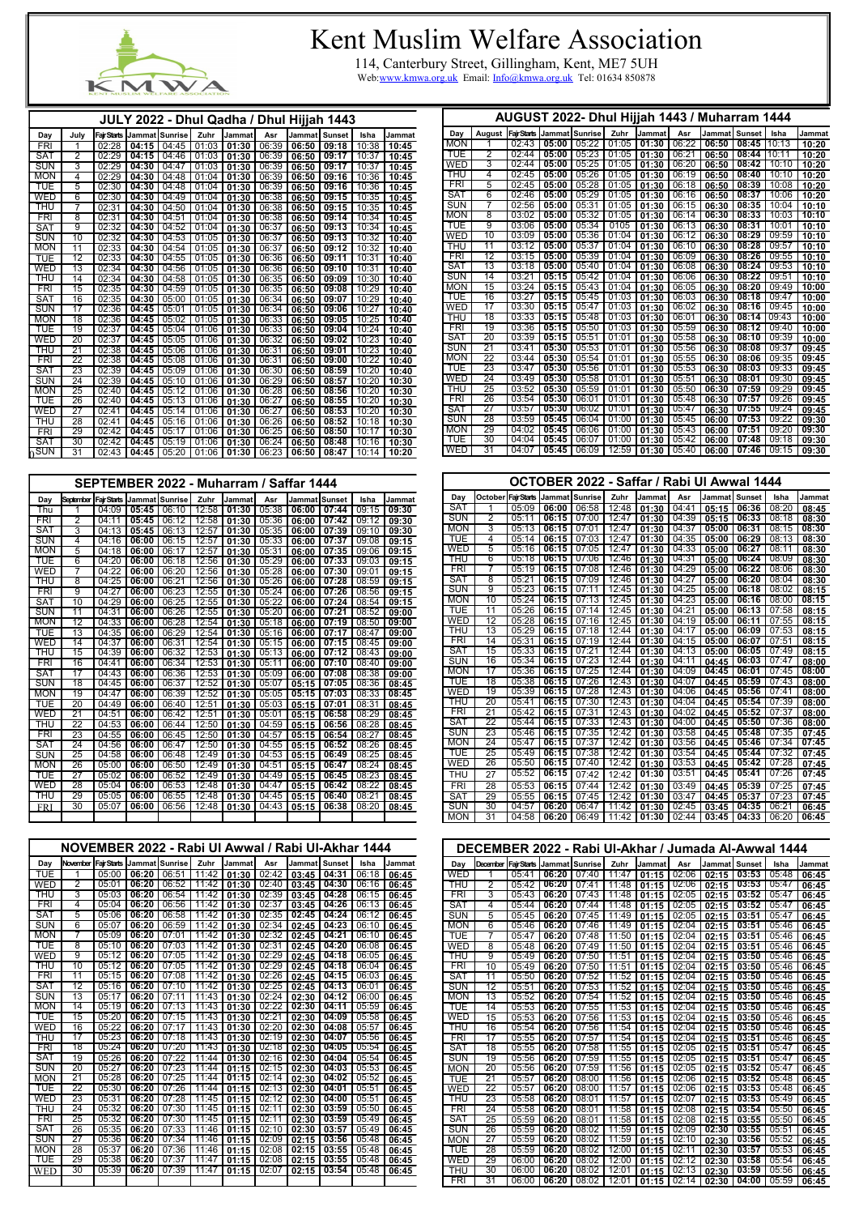# Kent Muslim Welfare Association

114, Canterbury Street, Gillingham, Kent, ME7 5UH

Web:www.kmwa.org.uk Email: Info@kmwa.org.uk Tel: 01634 850878

## JULY 2022 - Dhul Qadha / Dhul Hijjah 1443

| Day | July | Fajr Starts | Jammat | Sunrise | Zuhr | Jammat | Asr | Jammat | Sunset | Isha | Jammat |
|---|---|---|---|---|---|---|---|---|---|---|---|
| FRI | 1 | 02:28 | 04:15 | 04:45 | 01:03 | 01:30 | 06:39 | 06:50 | 09:18 | 10:38 | 10:45 |
| SAT | 2 | 02:29 | 04:15 | 04:46 | 01:03 | 01:30 | 06:39 | 06:50 | 09:17 | 10:37 | 10:45 |
| SUN | 3 | 02:29 | 04:30 | 04:47 | 01:03 | 01:30 | 06:39 | 06:50 | 09:17 | 10:37 | 10:45 |
| MON | 4 | 02:29 | 04:30 | 04:48 | 01:04 | 01:30 | 06:39 | 06:50 | 09:16 | 10:36 | 10:45 |
| TUE | 5 | 02:30 | 04:30 | 04:48 | 01:04 | 01:30 | 06:39 | 06:50 | 09:16 | 10:36 | 10:45 |
| WED | 6 | 02:30 | 04:30 | 04:49 | 01:04 | 01:30 | 06:38 | 06:50 | 09:15 | 10:35 | 10:45 |
| THU | 7 | 02:31 | 04:30 | 04:50 | 01:04 | 01:30 | 06:38 | 06:50 | 09:15 | 10:35 | 10:45 |
| FRI | 8 | 02:31 | 04:30 | 04:51 | 01:04 | 01:30 | 06:38 | 06:50 | 09:14 | 10:34 | 10:45 |
| SAT | 9 | 02:32 | 04:30 | 04:52 | 01:04 | 01:30 | 06:37 | 06:50 | 09:13 | 10:34 | 10:45 |
| SUN | 10 | 02:32 | 04:30 | 04:53 | 01:05 | 01:30 | 06:37 | 06:50 | 09:13 | 10:32 | 10:40 |
| MON | 11 | 02:33 | 04:30 | 04:54 | 01:05 | 01:30 | 06:37 | 06:50 | 09:12 | 10:32 | 10:40 |
| TUE | 12 | 02:33 | 04:30 | 04:55 | 01:05 | 01:30 | 06:36 | 06:50 | 09:11 | 10:31 | 10:40 |
| WED | 13 | 02:34 | 04:30 | 04:56 | 01:05 | 01:30 | 06:36 | 06:50 | 09:10 | 10:31 | 10:40 |
| THU | 14 | 02:34 | 04:30 | 04:58 | 01:05 | 01:30 | 06:35 | 06:50 | 09:09 | 10:30 | 10:40 |
| FRI | 15 | 02:35 | 04:30 | 04:59 | 01:05 | 01:30 | 06:35 | 06:50 | 09:08 | 10:29 | 10:40 |
| SAT | 16 | 02:35 | 04:30 | 05:00 | 01:05 | 01:30 | 06:34 | 06:50 | 09:07 | 10:29 | 10:40 |
| SUN | 17 | 02:36 | 04:45 | 05:01 | 01:05 | 01:30 | 06:34 | 06:50 | 09:06 | 10:27 | 10:40 |
| MON | 18 | 02:36 | 04:45 | 05:02 | 01:05 | 01:30 | 06:33 | 06:50 | 09:05 | 10:25 | 10:40 |
| TUE | 19 | 02:37 | 04:45 | 05:04 | 01:06 | 01:30 | 06:33 | 06:50 | 09:04 | 10:24 | 10:40 |
| WED | 20 | 02:37 | 04:45 | 05:05 | 01:06 | 01:30 | 06:32 | 06:50 | 09:02 | 10:23 | 10:40 |
| THU | 21 | 02:38 | 04:45 | 05:06 | 01:06 | 01:30 | 06:31 | 06:50 | 09:01 | 10:23 | 10:40 |
| FRI | 22 | 02:38 | 04:45 | 05:08 | 01:06 | 01:30 | 06:31 | 06:50 | 09:00 | 10:22 | 10:40 |
| SAT | 23 | 02:39 | 04:45 | 05:09 | 01:06 | 01:30 | 06:30 | 06:50 | 08:59 | 10:20 | 10:40 |
| SUN | 24 | 02:39 | 04:45 | 05:10 | 01:06 | 01:30 | 06:29 | 06:50 | 08:57 | 10:20 | 10:30 |
| MON | 25 | 02:40 | 04:45 | 05:12 | 01:06 | 01:30 | 06:28 | 06:50 | 08:56 | 10:20 | 10:30 |
| TUE | 26 | 02:40 | 04:45 | 05:13 | 01:06 | 01:30 | 06:27 | 06:50 | 08:55 | 10:20 | 10:30 |
| WED | 27 | 02:41 | 04:45 | 05:14 | 01:06 | 01:30 | 06:27 | 06:50 | 08:53 | 10:20 | 10:30 |
| THU | 28 | 02:41 | 04:45 | 05:16 | 01:06 | 01:30 | 06:26 | 06:50 | 08:52 | 10:18 | 10:30 |
| FRI | 29 | 02:42 | 04:45 | 05:17 | 01:06 | 01:30 | 06:25 | 06:50 | 08:50 | 10:17 | 10:30 |
| SAT | 30 | 02:42 | 04:45 | 05:19 | 01:06 | 01:30 | 06:24 | 06:50 | 08:48 | 10:16 | 10:30 |
| SUN | 31 | 02:43 | 04:45 | 05:20 | 01:06 | 01:30 | 06:23 | 06:50 | 08:47 | 10:14 | 10:20 |

## AUGUST 2022- Dhul Hijjah 1443 / Muharram 1444

| Day | August | Fajr Starts | Jammat | Sunrise | Zuhr | Jammat | Asr | Jammat | Sunset | Isha | Jammat |
|---|---|---|---|---|---|---|---|---|---|---|---|
| MON | 1 | 02:43 | 05:00 | 05:22 | 01:05 | 01:30 | 06:22 | 06:50 | 08:45 | 10:13 | 10:20 |
| TUE | 2 | 02:44 | 05:00 | 05:23 | 01:05 | 01:30 | 06:21 | 06:50 | 08:44 | 10:11 | 10:20 |
| WED | 3 | 02:44 | 05:00 | 05:25 | 01:05 | 01:30 | 06:20 | 06:50 | 08:42 | 10:10 | 10:20 |
| THU | 4 | 02:45 | 05:00 | 05:26 | 01:05 | 01:30 | 06:19 | 06:50 | 08:40 | 10:10 | 10:20 |
| FRI | 5 | 02:45 | 05:00 | 05:28 | 01:05 | 01:30 | 06:18 | 06:50 | 08:39 | 10:08 | 10:20 |
| SAT | 6 | 02:46 | 05:00 | 05:29 | 01:05 | 01:30 | 06:16 | 06:50 | 08:37 | 10:06 | 10:20 |
| SUN | 7 | 02:56 | 05:00 | 05:31 | 01:05 | 01:30 | 06:15 | 06:30 | 08:35 | 10:04 | 10:10 |
| MON | 8 | 03:02 | 05:00 | 05:32 | 01:05 | 01:30 | 06:14 | 06:30 | 08:33 | 10:03 | 10:10 |
| TUE | 9 | 03:06 | 05:00 | 05:34 | 0105 | 01:30 | 06:13 | 06:30 | 08:31 | 10:01 | 10:10 |
| WED | 10 | 03:09 | 05:00 | 05:36 | 01:04 | 01:30 | 06:12 | 06:30 | 08:29 | 09:59 | 10:10 |
| THU | 11 | 03:12 | 05:00 | 05:37 | 01:04 | 01:30 | 06:10 | 06:30 | 08:28 | 09:57 | 10:10 |
| FRI | 12 | 03:15 | 05:00 | 05:39 | 01:04 | 01:30 | 06:09 | 06:30 | 08:26 | 09:55 | 10:10 |
| SAT | 13 | 03:18 | 05:00 | 05:40 | 01:04 | 01:30 | 06:08 | 06:30 | 08:24 | 09:53 | 10:10 |
| SUN | 14 | 03:21 | 05:15 | 05:42 | 01:04 | 01:30 | 06:06 | 06:30 | 08:22 | 09:51 | 10:10 |
| MON | 15 | 03:24 | 05:15 | 05:43 | 01:04 | 01:30 | 06:05 | 06:30 | 08:20 | 09:49 | 10:00 |
| TUE | 16 | 03:27 | 05:15 | 05:45 | 01:03 | 01:30 | 06:03 | 06:30 | 08:18 | 09:47 | 10:00 |
| WED | 17 | 03:30 | 05:15 | 05:47 | 01:03 | 01:30 | 06:02 | 06:30 | 08:16 | 09:45 | 10:00 |
| THU | 18 | 03:33 | 05:15 | 05:48 | 01:03 | 01:30 | 06:01 | 06:30 | 08:14 | 09:43 | 10:00 |
| FRI | 19 | 03:36 | 05:15 | 05:50 | 01:03 | 01:30 | 05:59 | 06:30 | 08:12 | 09:40 | 10:00 |
| SAT | 20 | 03:39 | 05:15 | 05:51 | 01:01 | 01:30 | 05:58 | 06:30 | 08:10 | 09:39 | 10:00 |
| SUN | 21 | 03:41 | 05:30 | 05:53 | 01:01 | 01:30 | 05:56 | 06:30 | 08:08 | 09:37 | 09:45 |
| MON | 22 | 03:44 | 05:30 | 05:54 | 01:01 | 01:30 | 05:55 | 06:30 | 08:06 | 09:35 | 09:45 |
| TUE | 23 | 03:47 | 05:30 | 05:56 | 01:01 | 01:30 | 05:53 | 06:30 | 08:03 | 09:33 | 09:45 |
| WED | 24 | 03:49 | 05:30 | 05:58 | 01:01 | 01:30 | 05:51 | 06:30 | 08:01 | 09:30 | 09:45 |
| THU | 25 | 03:52 | 05:30 | 05:59 | 01:01 | 01:30 | 05:50 | 06:30 | 07:59 | 09:29 | 09:45 |
| FRI | 26 | 03:54 | 05:30 | 06:01 | 01:01 | 01:30 | 05:48 | 06:30 | 07:57 | 09:26 | 09:45 |
| SAT | 27 | 03:57 | 05:30 | 06:02 | 01:01 | 01:30 | 05:47 | 06:30 | 07:55 | 09:24 | 09:45 |
| SUN | 28 | 03:59 | 05:45 | 06:04 | 01:00 | 01:30 | 05:45 | 06:00 | 07:53 | 09:22 | 09:30 |
| MON | 29 | 04:02 | 05:45 | 06:06 | 01:00 | 01:30 | 05:43 | 06:00 | 07:51 | 09:20 | 09:30 |
| TUE | 30 | 04:04 | 05:45 | 06:07 | 01:00 | 01:30 | 05:42 | 06:00 | 07:48 | 09:18 | 09:30 |
| WED | 31 | 04:07 | 05:45 | 06:09 | 12:59 | 01:30 | 05:40 | 06:00 | 07:46 | 09:15 | 09:30 |

## SEPTEMBER 2022 - Muharram / Saffar 1444

| Day | September | Fajr Starts | Jammat | Sunrise | Zuhr | Jammat | Asr | Jammat | Sunset | Isha | Jammat |
|---|---|---|---|---|---|---|---|---|---|---|---|
| Thu | 1 | 04:09 | 05:45 | 06:10 | 12:58 | 01:30 | 05:38 | 06:00 | 07:44 | 09:15 | 09:30 |
| FRI | 2 | 04:11 | 05:45 | 06:12 | 12:58 | 01:30 | 05:36 | 06:00 | 07:42 | 09:12 | 09:30 |
| SAT | 3 | 04:13 | 05:45 | 06:13 | 12:57 | 01:30 | 05:35 | 06:00 | 07:39 | 09:10 | 09:30 |
| SUN | 4 | 04:16 | 06:00 | 06:15 | 12:57 | 01:30 | 05:33 | 06:00 | 07:37 | 09:08 | 09:15 |
| MON | 5 | 04:18 | 06:00 | 06:17 | 12:57 | 01:30 | 05:31 | 06:00 | 07:35 | 09:06 | 09:15 |
| TUE | 6 | 04:20 | 06:00 | 06:18 | 12:56 | 01:30 | 05:29 | 06:00 | 07:33 | 09:03 | 09:15 |
| WED | 7 | 04:22 | 06:00 | 06:20 | 12:56 | 01:30 | 05:28 | 06:00 | 07:30 | 09:01 | 09:15 |
| THU | 8 | 04:25 | 06:00 | 06:21 | 12:56 | 01:30 | 05:26 | 06:00 | 07:28 | 08:59 | 09:15 |
| FRI | 9 | 04:27 | 06:00 | 06:23 | 12:55 | 01:30 | 05:24 | 06:00 | 07:26 | 08:56 | 09:15 |
| SAT | 10 | 04:29 | 06:00 | 06:25 | 12:55 | 01:30 | 05:22 | 06:00 | 07:24 | 08:54 | 09:15 |
| SUN | 11 | 04:31 | 06:00 | 06:26 | 12:55 | 01:30 | 05:20 | 06:00 | 07:21 | 08:52 | 09:00 |
| MON | 12 | 04:33 | 06:00 | 06:28 | 12:54 | 01:30 | 05:18 | 06:00 | 07:19 | 08:50 | 09:00 |
| TUE | 13 | 04:35 | 06:00 | 06:29 | 12:54 | 01:30 | 05:16 | 06:00 | 07:17 | 08:47 | 09:00 |
| WED | 14 | 04:37 | 06:00 | 06:31 | 12:54 | 01:30 | 05:15 | 06:00 | 07:15 | 08:45 | 09:00 |
| THU | 15 | 04:39 | 06:00 | 06:32 | 12:53 | 01:30 | 05:13 | 06:00 | 07:12 | 08:43 | 09:00 |
| FRI | 16 | 04:41 | 06:00 | 06:34 | 12:53 | 01:30 | 05:11 | 06:00 | 07:10 | 08:40 | 09:00 |
| SAT | 17 | 04:43 | 06:00 | 06:36 | 12:53 | 01:30 | 05:09 | 06:00 | 07:08 | 08:38 | 09:00 |
| SUN | 18 | 04:45 | 06:00 | 06:37 | 12:52 | 01:30 | 05:07 | 05:15 | 07:05 | 08:36 | 08:45 |
| MON | 19 | 04:47 | 06:00 | 06:39 | 12:52 | 01:30 | 05:05 | 05:15 | 07:03 | 08:33 | 08:45 |
| TUE | 20 | 04:49 | 06:00 | 06:40 | 12:51 | 01:30 | 05:03 | 05:15 | 07:01 | 08:31 | 08:45 |
| WED | 21 | 04:51 | 06:00 | 06:42 | 12:51 | 01:30 | 05:01 | 05:15 | 06:58 | 08:29 | 08:45 |
| THU | 22 | 04:53 | 06:00 | 06:44 | 12:50 | 01:30 | 04:59 | 05:15 | 06:56 | 08:28 | 08:45 |
| FRI | 23 | 04:55 | 06:00 | 06:45 | 12:50 | 01:30 | 04:57 | 05:15 | 06:54 | 08:27 | 08:45 |
| SAT | 24 | 04:56 | 06:00 | 06:47 | 12:50 | 01:30 | 04:55 | 05:15 | 06:52 | 08:26 | 08:45 |
| SUN | 25 | 04:58 | 06:00 | 06:48 | 12:49 | 01:30 | 04:53 | 05:15 | 06:49 | 08:25 | 08:45 |
| MON | 26 | 05:00 | 06:00 | 06:50 | 12:49 | 01:30 | 04:51 | 05:15 | 06:47 | 08:24 | 08:45 |
| TUE | 27 | 05:02 | 06:00 | 06:52 | 12:49 | 01:30 | 04:49 | 05:15 | 06:45 | 08:23 | 08:45 |
| WED | 28 | 05:04 | 06:00 | 06:53 | 12:48 | 01:30 | 04:47 | 05:15 | 06:42 | 08:22 | 08:45 |
| THU | 29 | 05:05 | 06:00 | 06:55 | 12:48 | 01:30 | 04:45 | 05:15 | 06:40 | 08:21 | 08:45 |
| FRI | 30 | 05:07 | 06:00 | 06:56 | 12:48 | 01:30 | 04:43 | 05:15 | 06:38 | 08:20 | 08:45 |

## OCTOBER 2022 - Saffar / Rabi Ul Awwal 1444

| Day | October | Fajr Starts | Jammat | Sunrise | Zuhr | Jammat | Asr | Jammat | Sunset | Isha | Jammat |
|---|---|---|---|---|---|---|---|---|---|---|---|
| SAT | 1 | 05:09 | 06:00 | 06:58 | 12:48 | 01:30 | 04:41 | 05:15 | 06:36 | 08:20 | 08:45 |
| SUN | 2 | 05:11 | 06:15 | 07:00 | 12:47 | 01:30 | 04:39 | 05:15 | 06:33 | 08:18 | 08:30 |
| MON | 3 | 05:13 | 06:15 | 07:01 | 12:47 | 01:30 | 04:37 | 05:00 | 06:31 | 08:15 | 08:30 |
| TUE | 4 | 05:14 | 06:15 | 07:03 | 12:47 | 01:30 | 04:35 | 05:00 | 06:29 | 08:13 | 08:30 |
| WED | 5 | 05:16 | 06:15 | 07:05 | 12:47 | 01:30 | 04:33 | 05:00 | 06:27 | 08:11 | 08:30 |
| THU | 6 | 05:18 | 06:15 | 07:06 | 12:46 | 01:30 | 04:31 | 05:00 | 06:24 | 08:09 | 08:30 |
| FRI | 7 | 05:19 | 06:15 | 07:08 | 12:46 | 01:30 | 04:29 | 05:00 | 06:22 | 08:06 | 08:30 |
| SAT | 8 | 05:21 | 06:15 | 07:09 | 12:46 | 01:30 | 04:27 | 05:00 | 06:20 | 08:04 | 08:30 |
| SUN | 9 | 05:23 | 06:15 | 07:11 | 12:45 | 01:30 | 04:25 | 05:00 | 06:18 | 08:02 | 08:15 |
| MON | 10 | 05:24 | 06:15 | 07:13 | 12:45 | 01:30 | 04:23 | 05:00 | 06:16 | 08:00 | 08:15 |
| TUE | 11 | 05:26 | 06:15 | 07:14 | 12:45 | 01:30 | 04:21 | 05:00 | 06:13 | 07:58 | 08:15 |
| WED | 12 | 05:28 | 06:15 | 07:16 | 12:45 | 01:30 | 04:19 | 05:00 | 06:11 | 07:55 | 08:15 |
| THU | 13 | 05:29 | 06:15 | 07:18 | 12:44 | 01:30 | 04:17 | 05:00 | 06:09 | 07:53 | 08:15 |
| FRI | 14 | 05:31 | 06:15 | 07:19 | 12:44 | 01:30 | 04:15 | 05:00 | 06:07 | 07:51 | 08:15 |
| SAT | 15 | 05:33 | 06:15 | 07:21 | 12:44 | 01:30 | 04:13 | 05:00 | 06:05 | 07:49 | 08:15 |
| SUN | 16 | 05:34 | 06:15 | 07:23 | 12:44 | 01:30 | 04:11 | 04:45 | 06:03 | 07:47 | 08:00 |
| MON | 17 | 05:36 | 06:15 | 07:25 | 12:44 | 01:30 | 04:09 | 04:45 | 06:01 | 07:45 | 08:00 |
| TUE | 18 | 05:38 | 06:15 | 07:26 | 12:43 | 01:30 | 04:07 | 04:45 | 05:59 | 07:43 | 08:00 |
| WED | 19 | 05:39 | 06:15 | 07:28 | 12:43 | 01:30 | 04:06 | 04:45 | 05:56 | 07:41 | 08:00 |
| THU | 20 | 05:41 | 06:15 | 07:30 | 12:43 | 01:30 | 04:04 | 04:45 | 05:54 | 07:39 | 08:00 |
| FRI | 21 | 05:42 | 06:15 | 07:31 | 12:43 | 01:30 | 04:02 | 04:45 | 05:52 | 07:37 | 08:00 |
| SAT | 22 | 05:44 | 06:15 | 07:33 | 12:43 | 01:30 | 04:00 | 04:45 | 05:50 | 07:36 | 08:00 |
| SUN | 23 | 05:46 | 06:15 | 07:35 | 12:42 | 01:30 | 03:58 | 04:45 | 05:48 | 07:35 | 07:45 |
| MON | 24 | 05:47 | 06:15 | 07:37 | 12:42 | 01:30 | 03:56 | 04:45 | 05:46 | 07:34 | 07:45 |
| TUE | 25 | 05:49 | 06:15 | 07:38 | 12:42 | 01:30 | 03:54 | 04:45 | 05:44 | 07:32 | 07:45 |
| WED | 26 | 05:50 | 06:15 | 07:40 | 12:42 | 01:30 | 03:53 | 04:45 | 05:42 | 07:28 | 07:45 |
| THU | 27 | 05:52 | 06:15 | 07:42 | 12:42 | 01:30 | 03:51 | 04:45 | 05:41 | 07:26 | 07:45 |
| FRI | 28 | 05:53 | 06:15 | 07:44 | 12:42 | 01:30 | 03:49 | 04:45 | 05:39 | 07:25 | 07:45 |
| SAT | 29 | 05:55 | 06:15 | 07:45 | 12:42 | 01:30 | 03:47 | 04:45 | 05:37 | 07:23 | 07:45 |
| SUN | 30 | 04:57 | 06:20 | 06:47 | 11:42 | 01:30 | 02:45 | 03:45 | 04:35 | 06:21 | 06:45 |
| MON | 31 | 04:58 | 06:20 | 06:49 | 11:42 | 01:30 | 02:44 | 03:45 | 04:33 | 06:20 | 06:45 |

## NOVEMBER 2022 - Rabi Ul Awwal / Rabi Ul-Akhar 1444

| Day | November | Fajr Starts | Jammat | Sunrise | Zuhr | Jammat | Asr | Jammat | Sunset | Isha | Jammat |
|---|---|---|---|---|---|---|---|---|---|---|---|
| TUE | 1 | 05:00 | 06:20 | 06:51 | 11:42 | 01:30 | 02:42 | 03:45 | 04:31 | 06:18 | 06:45 |
| WED | 2 | 05:01 | 06:20 | 06:52 | 11:42 | 01:30 | 02:40 | 03:45 | 04:30 | 06:16 | 06:45 |
| THU | 3 | 05:03 | 06:20 | 06:54 | 11:42 | 01:30 | 02:39 | 03:45 | 04:28 | 06:15 | 06:45 |
| FRI | 4 | 05:04 | 06:20 | 06:56 | 11:42 | 01:30 | 02:37 | 03:45 | 04:26 | 06:13 | 06:45 |
| SAT | 5 | 05:06 | 06:20 | 06:58 | 11:42 | 01:30 | 02:35 | 02:45 | 04:24 | 06:12 | 06:45 |
| SUN | 6 | 05:07 | 06:20 | 06:59 | 11:42 | 01:30 | 02:34 | 02:45 | 04:23 | 06:10 | 06:45 |
| MON | 7 | 05:09 | 06:20 | 07:01 | 11:42 | 01:30 | 02:32 | 02:45 | 04:21 | 06:10 | 06:45 |
| TUE | 8 | 05:10 | 06:20 | 07:03 | 11:42 | 01:30 | 02:31 | 02:45 | 04:20 | 06:08 | 06:45 |
| WED | 9 | 05:12 | 06:20 | 07:05 | 11:42 | 01:30 | 02:29 | 02:45 | 04:18 | 06:05 | 06:45 |
| THU | 10 | 05:12 | 06:20 | 07:05 | 11:42 | 01:30 | 02:29 | 02:45 | 04:18 | 06:04 | 06:45 |
| FRI | 11 | 05:15 | 06:20 | 07:08 | 11:42 | 01:30 | 02:26 | 02:45 | 04:15 | 06:03 | 06:45 |
| SAT | 12 | 05:16 | 06:20 | 07:10 | 11:42 | 01:30 | 02:25 | 02:45 | 04:13 | 06:01 | 06:45 |
| SUN | 13 | 05:17 | 06:20 | 07:11 | 11:43 | 01:30 | 02:24 | 02:30 | 04:12 | 06:00 | 06:45 |
| MON | 14 | 05:19 | 06:20 | 07:13 | 11:43 | 01:30 | 02:22 | 02:30 | 04:11 | 05:59 | 06:45 |
| TUE | 15 | 05:20 | 06:20 | 07:15 | 11:43 | 01:30 | 02:21 | 02:30 | 04:09 | 05:58 | 06:45 |
| WED | 16 | 05:22 | 06:20 | 07:17 | 11:43 | 01:30 | 02:20 | 02:30 | 04:08 | 05:57 | 06:45 |
| THU | 17 | 05:23 | 06:20 | 07:18 | 11:43 | 01:30 | 02:19 | 02:30 | 04:07 | 05:56 | 06:45 |
| FRI | 18 | 05:24 | 06:20 | 07:20 | 11:43 | 01:30 | 02:18 | 02:30 | 04:05 | 05:54 | 06:45 |
| SAT | 19 | 05:26 | 06:20 | 07:22 | 11:44 | 01:30 | 02:16 | 02:30 | 04:04 | 05:54 | 06:45 |
| SUN | 20 | 05:27 | 06:20 | 07:23 | 11:44 | 01:15 | 02:15 | 02:30 | 04:03 | 05:53 | 06:45 |
| MON | 21 | 05:28 | 06:20 | 07:25 | 11:44 | 01:15 | 02:14 | 02:30 | 04:02 | 05:52 | 06:45 |
| TUE | 22 | 05:30 | 06:20 | 07:26 | 11:44 | 01:15 | 02:13 | 02:30 | 04:01 | 05:51 | 06:45 |
| WED | 23 | 05:31 | 06:20 | 07:28 | 11:45 | 01:15 | 02:12 | 02:30 | 04:00 | 05:51 | 06:45 |
| THU | 24 | 05:32 | 06:20 | 07:30 | 11:45 | 01:15 | 02:11 | 02:30 | 03:59 | 05:50 | 06:45 |
| FRI | 25 | 05:32 | 06:20 | 07:30 | 11:45 | 01:15 | 02:11 | 02:30 | 03:59 | 05:49 | 06:45 |
| SAT | 26 | 05:35 | 06:20 | 07:33 | 11:46 | 01:15 | 02:10 | 02:30 | 03:57 | 05:49 | 06:45 |
| SUN | 27 | 05:36 | 06:20 | 07:34 | 11:46 | 01:15 | 02:09 | 02:15 | 03:56 | 05:48 | 06:45 |
| MON | 28 | 05:37 | 06:20 | 07:36 | 11:46 | 01:15 | 02:08 | 02:15 | 03:55 | 05:48 | 06:45 |
| TUE | 29 | 05:38 | 06:20 | 07:37 | 11:47 | 01:15 | 02:08 | 02:15 | 03:55 | 05:48 | 06:45 |
| WED | 30 | 05:39 | 06:20 | 07:39 | 11:47 | 01:15 | 02:07 | 02:15 | 03:54 | 05:48 | 06:45 |

## DECEMBER 2022 - Rabi Ul-Akhar / Jumada Al-Awwal 1444

| Day | December | Fajr Starts | Jammat | Sunrise | Zuhr | Jammat | Asr | Jammat | Sunset | Isha | Jammat |
|---|---|---|---|---|---|---|---|---|---|---|---|
| WED | 1 | 05:41 | 06:20 | 07:40 | 11:47 | 01:15 | 02:06 | 02:15 | 03:53 | 05:48 | 06:45 |
| THU | 2 | 05:42 | 06:20 | 07:41 | 11:48 | 01:15 | 02:06 | 02:15 | 03:53 | 05:47 | 06:45 |
| FRI | 3 | 05:43 | 06:20 | 07:43 | 11:48 | 01:15 | 02:05 | 02:15 | 03:52 | 05:47 | 06:45 |
| SAT | 4 | 05:44 | 06:20 | 07:44 | 11:48 | 01:15 | 02:05 | 02:15 | 03:52 | 05:47 | 06:45 |
| SUN | 5 | 05:45 | 06:20 | 07:45 | 11:49 | 01:15 | 02:05 | 02:15 | 03:51 | 05:47 | 06:45 |
| MON | 6 | 05:46 | 06:20 | 07:46 | 11:49 | 01:15 | 02:04 | 02:15 | 03:51 | 05:46 | 06:45 |
| TUE | 7 | 05:47 | 06:20 | 07:48 | 11:50 | 01:15 | 02:04 | 02:15 | 03:51 | 05:46 | 06:45 |
| WED | 8 | 05:48 | 06:20 | 07:49 | 11:50 | 01:15 | 02:04 | 02:15 | 03:51 | 05:46 | 06:45 |
| THU | 9 | 05:49 | 06:20 | 07:50 | 11:51 | 01:15 | 02:04 | 02:15 | 03:50 | 05:46 | 06:45 |
| FRI | 10 | 05:49 | 06:20 | 07:50 | 11:51 | 01:15 | 02:04 | 02:15 | 03:50 | 05:46 | 06:45 |
| SAT | 11 | 05:50 | 06:20 | 07:52 | 11:52 | 01:15 | 02:04 | 02:15 | 03:50 | 05:46 | 06:45 |
| SUN | 12 | 05:51 | 06:20 | 07:53 | 11:52 | 01:15 | 02:04 | 02:15 | 03:50 | 05:46 | 06:45 |
| MON | 13 | 05:52 | 06:20 | 07:54 | 11:52 | 01:15 | 02:04 | 02:15 | 03:50 | 05:46 | 06:45 |
| TUE | 14 | 05:53 | 06:20 | 07:55 | 11:53 | 01:15 | 02:04 | 02:15 | 03:50 | 05:46 | 06:45 |
| WED | 15 | 05:53 | 06:20 | 07:56 | 11:53 | 01:15 | 02:04 | 02:15 | 03:50 | 05:46 | 06:45 |
| THU | 16 | 05:54 | 06:20 | 07:56 | 11:54 | 01:15 | 02:04 | 02:15 | 03:50 | 05:46 | 06:45 |
| FRI | 17 | 05:55 | 06:20 | 07:57 | 11:54 | 01:15 | 02:04 | 02:15 | 03:51 | 05:46 | 06:45 |
| SAT | 18 | 05:55 | 06:20 | 07:58 | 11:55 | 01:15 | 02:05 | 02:15 | 03:51 | 05:46 | 06:45 |
| SUN | 19 | 05:56 | 06:20 | 07:59 | 11:55 | 01:15 | 02:05 | 02:15 | 03:51 | 05:47 | 06:45 |
| MON | 20 | 05:56 | 06:20 | 07:59 | 11:56 | 01:15 | 02:05 | 02:15 | 03:52 | 05:47 | 06:45 |
| TUE | 21 | 05:57 | 06:20 | 08:00 | 11:56 | 01:15 | 02:06 | 02:15 | 03:52 | 05:48 | 06:45 |
| WED | 22 | 05:57 | 06:20 | 08:00 | 11:57 | 01:15 | 02:06 | 02:15 | 03:53 | 05:48 | 06:45 |
| THU | 23 | 05:58 | 06:20 | 08:01 | 11:57 | 01:15 | 02:07 | 02:15 | 03:53 | 05:49 | 06:45 |
| FRI | 24 | 05:58 | 06:20 | 08:01 | 11:58 | 01:15 | 02:08 | 02:15 | 03:54 | 05:50 | 06:45 |
| SAT | 25 | 05:59 | 06:20 | 08:01 | 11:58 | 01:15 | 02:08 | 02:15 | 03:55 | 05:50 | 06:45 |
| SUN | 26 | 05:59 | 06:20 | 08:02 | 11:59 | 01:15 | 02:09 | 02:30 | 03:55 | 05:51 | 06:45 |
| MON | 27 | 05:59 | 06:20 | 08:02 | 11:59 | 01:15 | 02:10 | 02:30 | 03:56 | 05:52 | 06:45 |
| TUE | 28 | 05:59 | 06:20 | 08:02 | 12:00 | 01:15 | 02:11 | 02:30 | 03:57 | 05:53 | 06:45 |
| WED | 29 | 06:00 | 06:20 | 08:02 | 12:00 | 01:15 | 02:12 | 02:30 | 03:58 | 05:54 | 06:45 |
| THU | 30 | 06:00 | 06:20 | 08:02 | 12:01 | 01:15 | 02:13 | 02:30 | 03:59 | 05:56 | 06:45 |
| FRI | 31 | 06:00 | 06:20 | 08:02 | 12:01 | 01:15 | 02:14 | 02:30 | 04:00 | 05:59 | 06:45 |